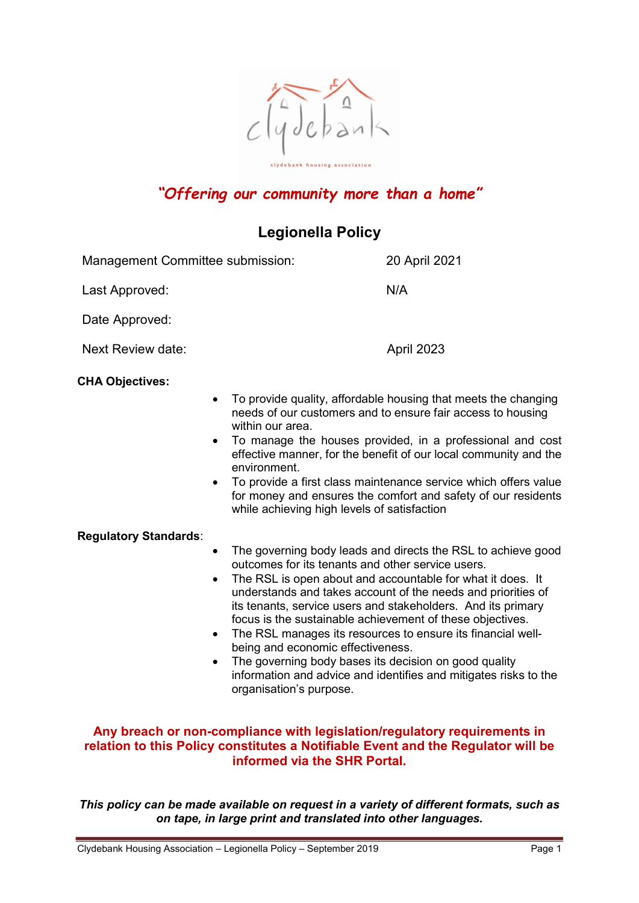*"Offering our community more than a home"*

# Legionella Policy

| | |
|---|---|
| Management Committee submission: | 20 April 2021 |
| Last Approved: | N/A |
| Date Approved: | |
| Next Review date: | April 2023 |

**CHA Objectives:**

- To provide quality, affordable housing that meets the changing needs of our customers and to ensure fair access to housing within our area.
- To manage the houses provided, in a professional and cost effective manner, for the benefit of our local community and the environment.
- To provide a first class maintenance service which offers value for money and ensures the comfort and safety of our residents while achieving high levels of satisfaction

**Regulatory Standards**:

- The governing body leads and directs the RSL to achieve good outcomes for its tenants and other service users.
- The RSL is open about and accountable for what it does. It understands and takes account of the needs and priorities of its tenants, service users and stakeholders. And its primary focus is the sustainable achievement of these objectives.
- The RSL manages its resources to ensure its financial well-being and economic effectiveness.
- The governing body bases its decision on good quality information and advice and identifies and mitigates risks to the organisation's purpose.

**Any breach or non-compliance with legislation/regulatory requirements in relation to this Policy constitutes a Notifiable Event and the Regulator will be informed via the SHR Portal.**

***This policy can be made available on request in a variety of different formats, such as on tape, in large print and translated into other languages.***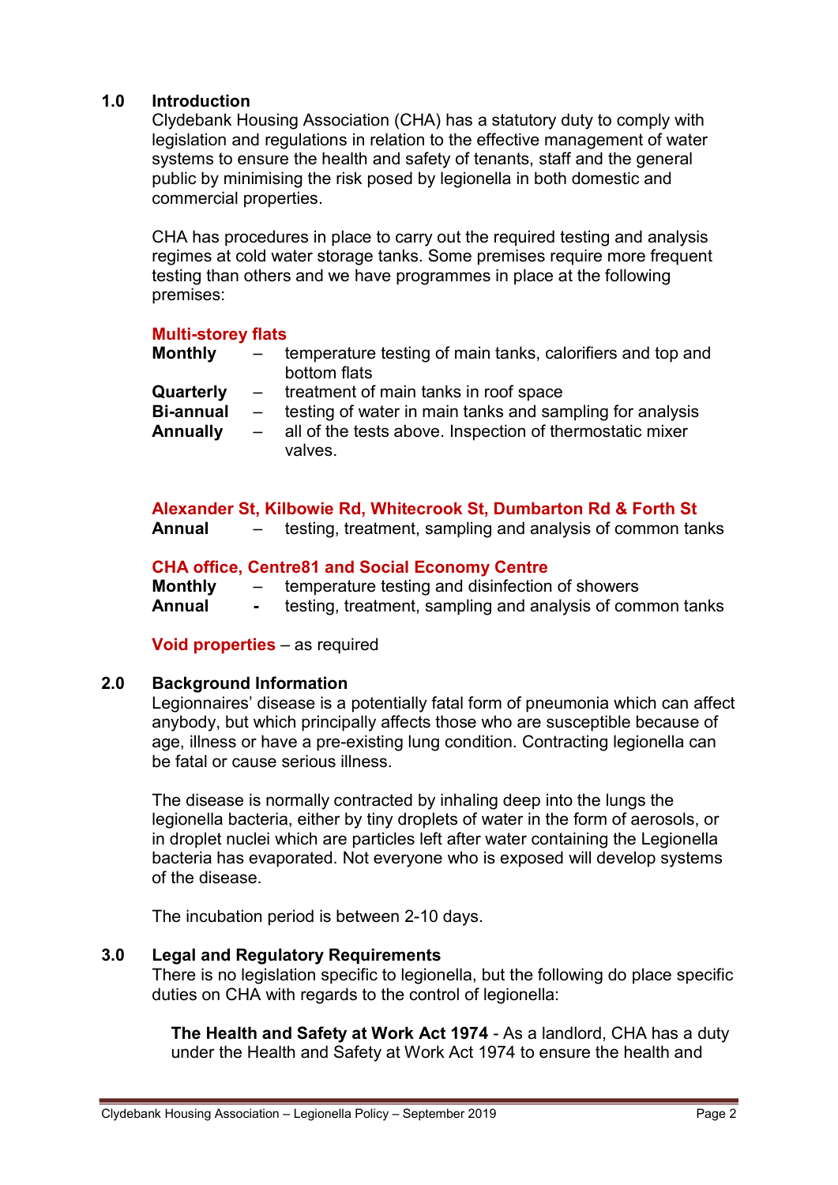## 1.0 Introduction

Clydebank Housing Association (CHA) has a statutory duty to comply with legislation and regulations in relation to the effective management of water systems to ensure the health and safety of tenants, staff and the general public by minimising the risk posed by legionella in both domestic and commercial properties.

CHA has procedures in place to carry out the required testing and analysis regimes at cold water storage tanks. Some premises require more frequent testing than others and we have programmes in place at the following premises:

**Multi-storey flats**

**Monthly** – temperature testing of main tanks, calorifiers and top and bottom flats
**Quarterly** – treatment of main tanks in roof space
**Bi-annual** – testing of water in main tanks and sampling for analysis
**Annually** – all of the tests above. Inspection of thermostatic mixer valves.

**Alexander St, Kilbowie Rd, Whitecrook St, Dumbarton Rd & Forth St**

**Annual** – testing, treatment, sampling and analysis of common tanks

**CHA office, Centre81 and Social Economy Centre**

**Monthly** – temperature testing and disinfection of showers
**Annual** - testing, treatment, sampling and analysis of common tanks

**Void properties** – as required

## 2.0 Background Information

Legionnaires' disease is a potentially fatal form of pneumonia which can affect anybody, but which principally affects those who are susceptible because of age, illness or have a pre-existing lung condition. Contracting legionella can be fatal or cause serious illness.

The disease is normally contracted by inhaling deep into the lungs the legionella bacteria, either by tiny droplets of water in the form of aerosols, or in droplet nuclei which are particles left after water containing the Legionella bacteria has evaporated. Not everyone who is exposed will develop systems of the disease.

The incubation period is between 2-10 days.

## 3.0 Legal and Regulatory Requirements

There is no legislation specific to legionella, but the following do place specific duties on CHA with regards to the control of legionella:

**The Health and Safety at Work Act 1974** - As a landlord, CHA has a duty under the Health and Safety at Work Act 1974 to ensure the health and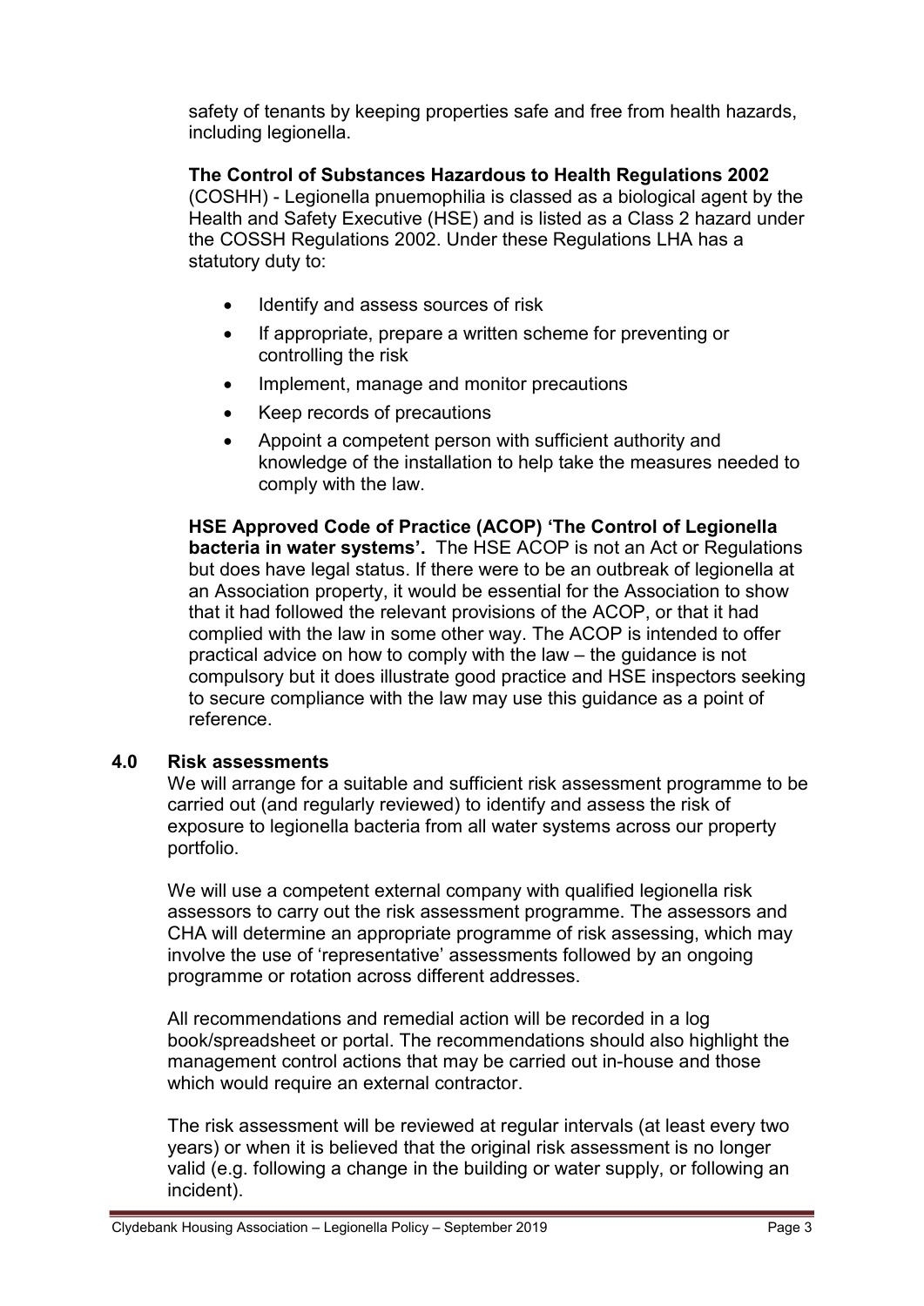safety of tenants by keeping properties safe and free from health hazards, including legionella.

**The Control of Substances Hazardous to Health Regulations 2002** (COSHH) - Legionella pnuemophilia is classed as a biological agent by the Health and Safety Executive (HSE) and is listed as a Class 2 hazard under the COSSH Regulations 2002. Under these Regulations LHA has a statutory duty to:

- Identify and assess sources of risk
- If appropriate, prepare a written scheme for preventing or controlling the risk
- Implement, manage and monitor precautions
- Keep records of precautions
- Appoint a competent person with sufficient authority and knowledge of the installation to help take the measures needed to comply with the law.

**HSE Approved Code of Practice (ACOP) 'The Control of Legionella bacteria in water systems'.** The HSE ACOP is not an Act or Regulations but does have legal status. If there were to be an outbreak of legionella at an Association property, it would be essential for the Association to show that it had followed the relevant provisions of the ACOP, or that it had complied with the law in some other way. The ACOP is intended to offer practical advice on how to comply with the law – the guidance is not compulsory but it does illustrate good practice and HSE inspectors seeking to secure compliance with the law may use this guidance as a point of reference.

## 4.0 Risk assessments

We will arrange for a suitable and sufficient risk assessment programme to be carried out (and regularly reviewed) to identify and assess the risk of exposure to legionella bacteria from all water systems across our property portfolio.

We will use a competent external company with qualified legionella risk assessors to carry out the risk assessment programme. The assessors and CHA will determine an appropriate programme of risk assessing, which may involve the use of 'representative' assessments followed by an ongoing programme or rotation across different addresses.

All recommendations and remedial action will be recorded in a log book/spreadsheet or portal. The recommendations should also highlight the management control actions that may be carried out in-house and those which would require an external contractor.

The risk assessment will be reviewed at regular intervals (at least every two years) or when it is believed that the original risk assessment is no longer valid (e.g. following a change in the building or water supply, or following an incident).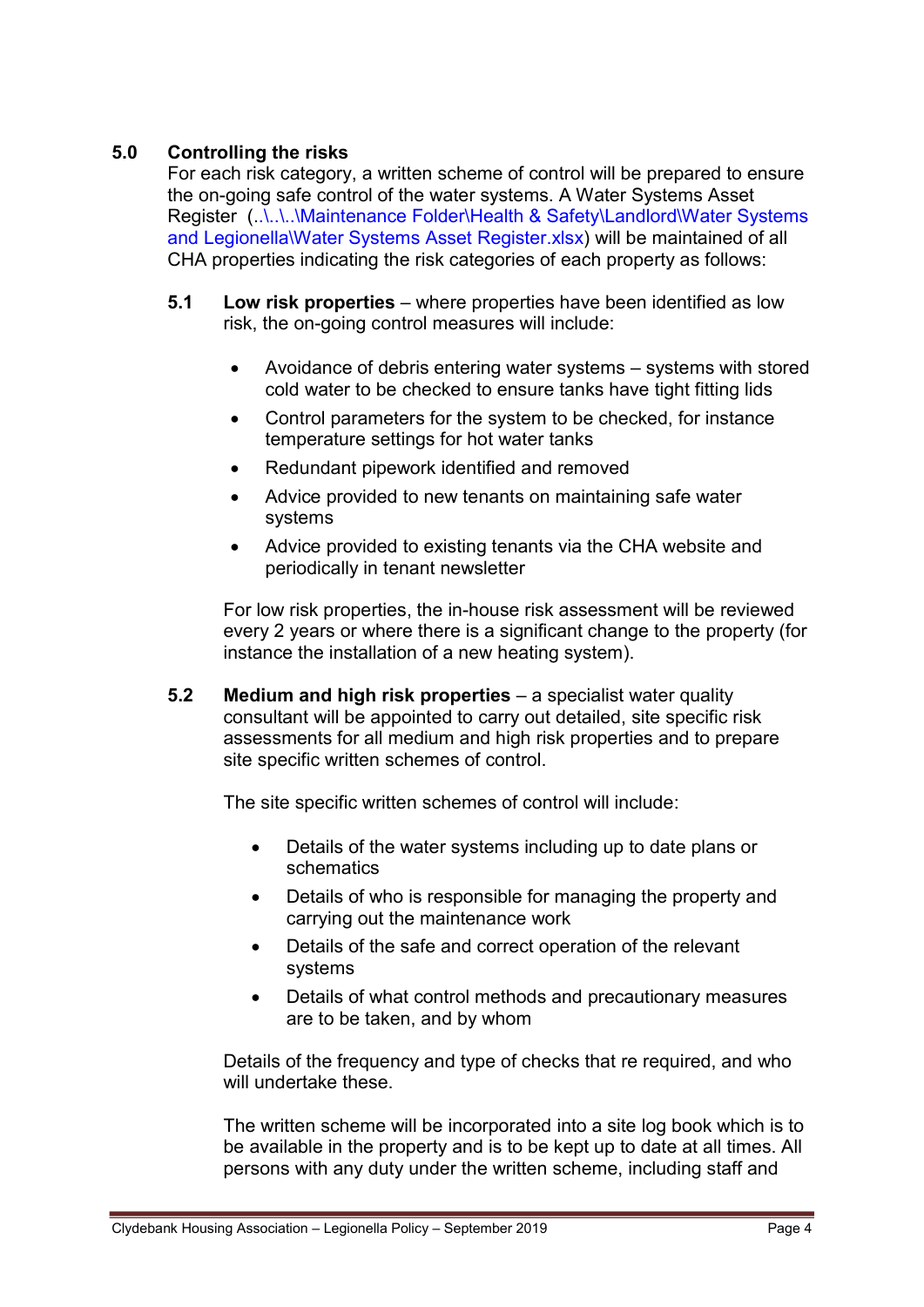## 5.0 Controlling the risks

For each risk category, a written scheme of control will be prepared to ensure the on-going safe control of the water systems. A Water Systems Asset Register (..\..\..\Maintenance Folder\Health & Safety\Landlord\Water Systems and Legionella\Water Systems Asset Register.xlsx) will be maintained of all CHA properties indicating the risk categories of each property as follows:

### 5.1 Low risk properties

**Low risk properties** – where properties have been identified as low risk, the on-going control measures will include:

- Avoidance of debris entering water systems – systems with stored cold water to be checked to ensure tanks have tight fitting lids
- Control parameters for the system to be checked, for instance temperature settings for hot water tanks
- Redundant pipework identified and removed
- Advice provided to new tenants on maintaining safe water systems
- Advice provided to existing tenants via the CHA website and periodically in tenant newsletter

For low risk properties, the in-house risk assessment will be reviewed every 2 years or where there is a significant change to the property (for instance the installation of a new heating system).

### 5.2 Medium and high risk properties

**Medium and high risk properties** – a specialist water quality consultant will be appointed to carry out detailed, site specific risk assessments for all medium and high risk properties and to prepare site specific written schemes of control.

The site specific written schemes of control will include:

- Details of the water systems including up to date plans or schematics
- Details of who is responsible for managing the property and carrying out the maintenance work
- Details of the safe and correct operation of the relevant systems
- Details of what control methods and precautionary measures are to be taken, and by whom

Details of the frequency and type of checks that re required, and who will undertake these.

The written scheme will be incorporated into a site log book which is to be available in the property and is to be kept up to date at all times. All persons with any duty under the written scheme, including staff and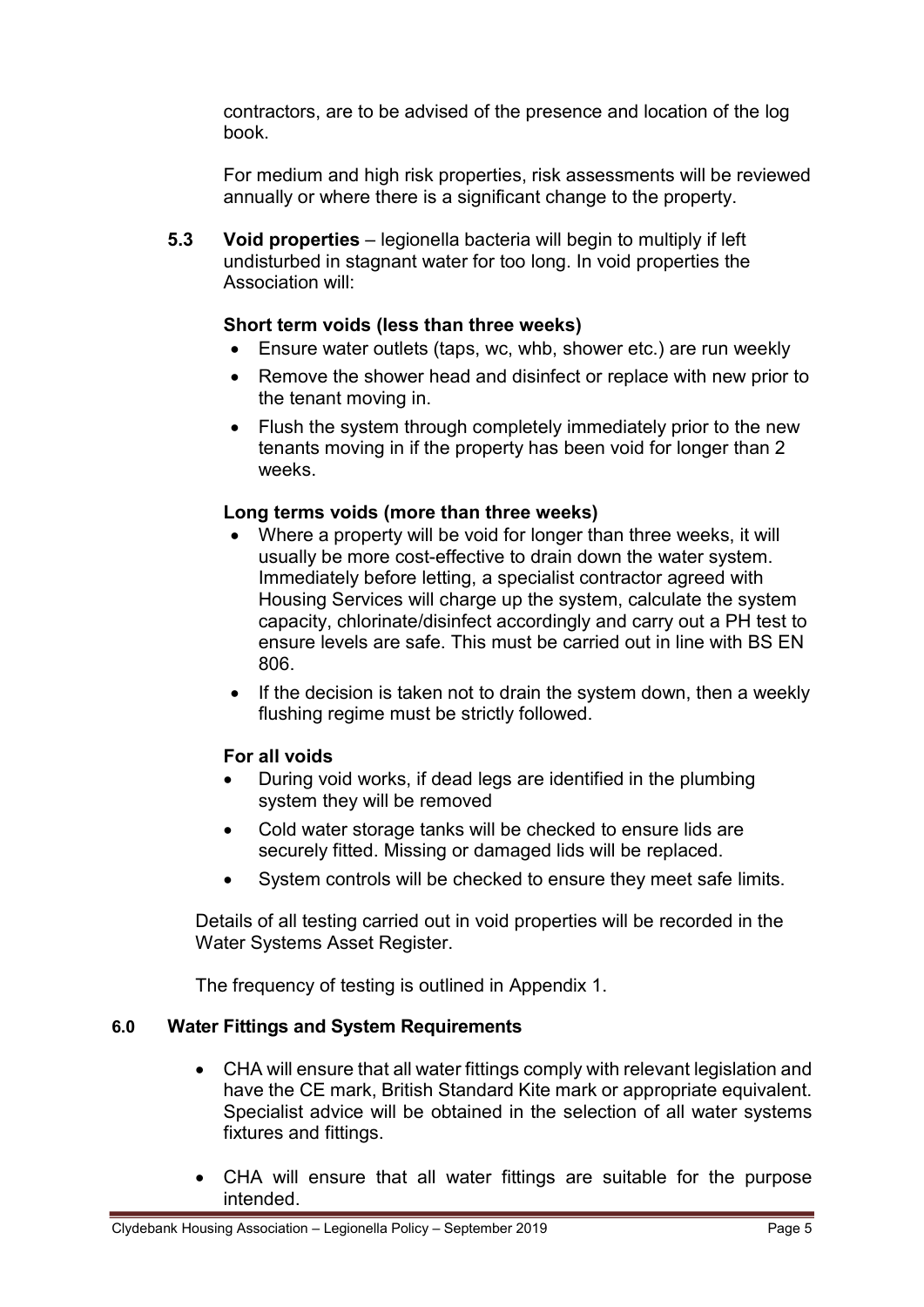contractors, are to be advised of the presence and location of the log book.

For medium and high risk properties, risk assessments will be reviewed annually or where there is a significant change to the property.

**5.3 Void properties** – legionella bacteria will begin to multiply if left undisturbed in stagnant water for too long. In void properties the Association will:

**Short term voids (less than three weeks)**

- Ensure water outlets (taps, wc, whb, shower etc.) are run weekly
- Remove the shower head and disinfect or replace with new prior to the tenant moving in.
- Flush the system through completely immediately prior to the new tenants moving in if the property has been void for longer than 2 weeks.

**Long terms voids (more than three weeks)**

- Where a property will be void for longer than three weeks, it will usually be more cost-effective to drain down the water system. Immediately before letting, a specialist contractor agreed with Housing Services will charge up the system, calculate the system capacity, chlorinate/disinfect accordingly and carry out a PH test to ensure levels are safe. This must be carried out in line with BS EN 806.
- If the decision is taken not to drain the system down, then a weekly flushing regime must be strictly followed.

**For all voids**

- During void works, if dead legs are identified in the plumbing system they will be removed
- Cold water storage tanks will be checked to ensure lids are securely fitted. Missing or damaged lids will be replaced.
- System controls will be checked to ensure they meet safe limits.

Details of all testing carried out in void properties will be recorded in the Water Systems Asset Register.

The frequency of testing is outlined in Appendix 1.

## 6.0 Water Fittings and System Requirements

- CHA will ensure that all water fittings comply with relevant legislation and have the CE mark, British Standard Kite mark or appropriate equivalent. Specialist advice will be obtained in the selection of all water systems fixtures and fittings.
- CHA will ensure that all water fittings are suitable for the purpose intended.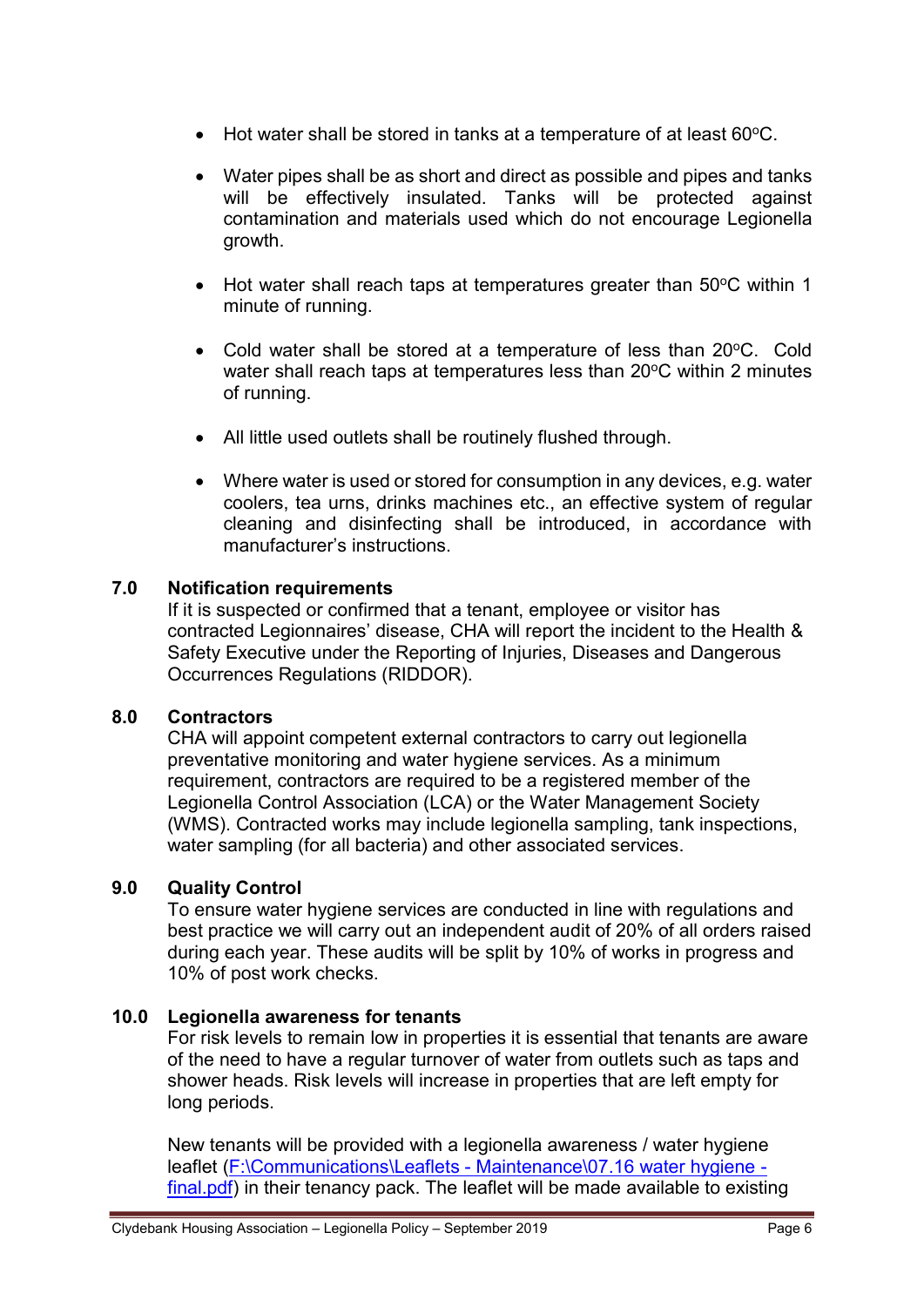- Hot water shall be stored in tanks at a temperature of at least 60°C.

- Water pipes shall be as short and direct as possible and pipes and tanks will be effectively insulated. Tanks will be protected against contamination and materials used which do not encourage Legionella growth.

- Hot water shall reach taps at temperatures greater than 50°C within 1 minute of running.

- Cold water shall be stored at a temperature of less than 20°C. Cold water shall reach taps at temperatures less than 20°C within 2 minutes of running.

- All little used outlets shall be routinely flushed through.

- Where water is used or stored for consumption in any devices, e.g. water coolers, tea urns, drinks machines etc., an effective system of regular cleaning and disinfecting shall be introduced, in accordance with manufacturer's instructions.

## 7.0 Notification requirements

If it is suspected or confirmed that a tenant, employee or visitor has contracted Legionnaires' disease, CHA will report the incident to the Health & Safety Executive under the Reporting of Injuries, Diseases and Dangerous Occurrences Regulations (RIDDOR).

## 8.0 Contractors

CHA will appoint competent external contractors to carry out legionella preventative monitoring and water hygiene services. As a minimum requirement, contractors are required to be a registered member of the Legionella Control Association (LCA) or the Water Management Society (WMS). Contracted works may include legionella sampling, tank inspections, water sampling (for all bacteria) and other associated services.

## 9.0 Quality Control

To ensure water hygiene services are conducted in line with regulations and best practice we will carry out an independent audit of 20% of all orders raised during each year. These audits will be split by 10% of works in progress and 10% of post work checks.

## 10.0 Legionella awareness for tenants

For risk levels to remain low in properties it is essential that tenants are aware of the need to have a regular turnover of water from outlets such as taps and shower heads. Risk levels will increase in properties that are left empty for long periods.

New tenants will be provided with a legionella awareness / water hygiene leaflet (F:\Communications\Leaflets - Maintenance\07.16 water hygiene - final.pdf) in their tenancy pack. The leaflet will be made available to existing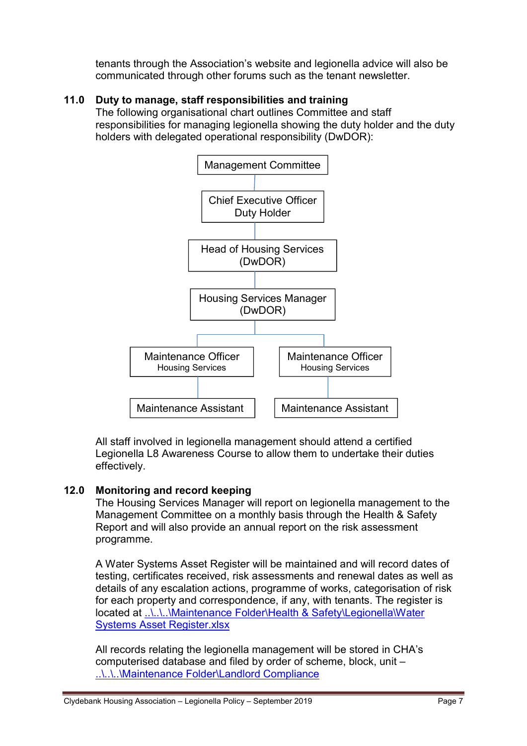tenants through the Association's website and legionella advice will also be communicated through other forums such as the tenant newsletter.

## 11.0 Duty to manage, staff responsibilities and training

The following organisational chart outlines Committee and staff responsibilities for managing legionella showing the duty holder and the duty holders with delegated operational responsibility (DwDOR):

- Management Committee
  - Chief Executive Officer – Duty Holder
    - Head of Housing Services (DwDOR)
      - Housing Services Manager (DwDOR)
        - Maintenance Officer – Housing Services
          - Maintenance Assistant
        - Maintenance Officer – Housing Services
          - Maintenance Assistant

All staff involved in legionella management should attend a certified Legionella L8 Awareness Course to allow them to undertake their duties effectively.

## 12.0 Monitoring and record keeping

The Housing Services Manager will report on legionella management to the Management Committee on a monthly basis through the Health & Safety Report and will also provide an annual report on the risk assessment programme.

A Water Systems Asset Register will be maintained and will record dates of testing, certificates received, risk assessments and renewal dates as well as details of any escalation actions, programme of works, categorisation of risk for each property and correspondence, if any, with tenants. The register is located at ..\..\..\Maintenance Folder\Health & Safety\Legionella\Water Systems Asset Register.xlsx

All records relating the legionella management will be stored in CHA's computerised database and filed by order of scheme, block, unit – ..\..\..\Maintenance Folder\Landlord Compliance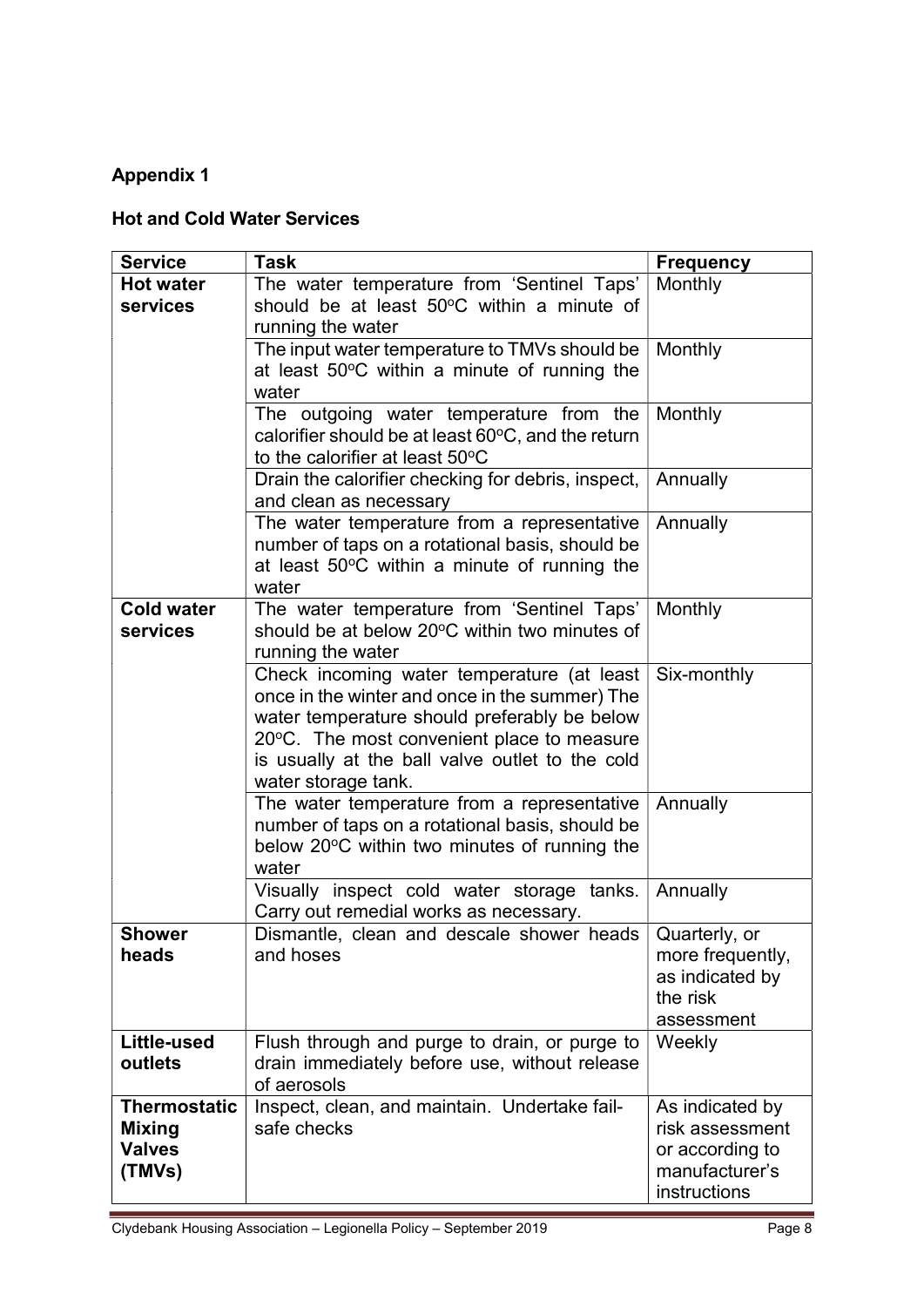**Appendix 1**

**Hot and Cold Water Services**

| Service | Task | Frequency |
|---|---|---|
| **Hot water services** | The water temperature from 'Sentinel Taps' should be at least 50°C within a minute of running the water | Monthly |
| | The input water temperature to TMVs should be at least 50°C within a minute of running the water | Monthly |
| | The outgoing water temperature from the calorifier should be at least 60°C, and the return to the calorifier at least 50°C | Monthly |
| | Drain the calorifier checking for debris, inspect, and clean as necessary | Annually |
| | The water temperature from a representative number of taps on a rotational basis, should be at least 50°C within a minute of running the water | Annually |
| **Cold water services** | The water temperature from 'Sentinel Taps' should be at below 20°C within two minutes of running the water | Monthly |
| | Check incoming water temperature (at least once in the winter and once in the summer) The water temperature should preferably be below 20°C. The most convenient place to measure is usually at the ball valve outlet to the cold water storage tank. | Six-monthly |
| | The water temperature from a representative number of taps on a rotational basis, should be below 20°C within two minutes of running the water | Annually |
| | Visually inspect cold water storage tanks. Carry out remedial works as necessary. | Annually |
| **Shower heads** | Dismantle, clean and descale shower heads and hoses | Quarterly, or more frequently, as indicated by the risk assessment |
| **Little-used outlets** | Flush through and purge to drain, or purge to drain immediately before use, without release of aerosols | Weekly |
| **Thermostatic Mixing Valves (TMVs)** | Inspect, clean, and maintain. Undertake fail-safe checks | As indicated by risk assessment or according to manufacturer's instructions |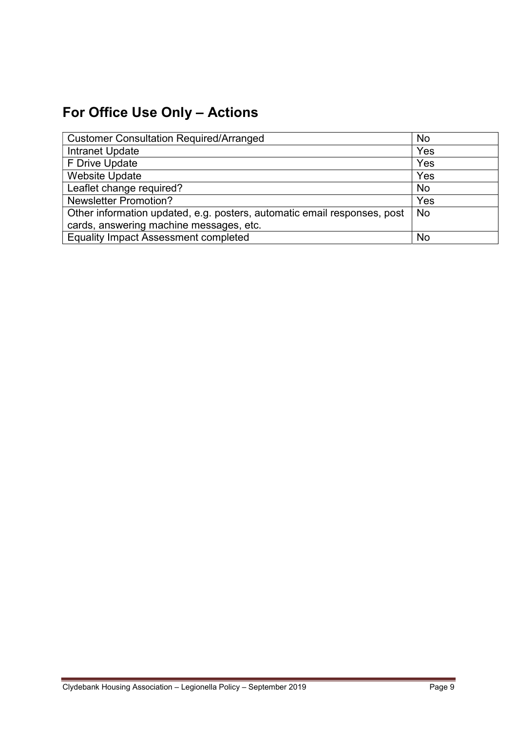## For Office Use Only – Actions

| | |
|---|---|
| Customer Consultation Required/Arranged | No |
| Intranet Update | Yes |
| F Drive Update | Yes |
| Website Update | Yes |
| Leaflet change required? | No |
| Newsletter Promotion? | Yes |
| Other information updated, e.g. posters, automatic email responses, post cards, answering machine messages, etc. | No |
| Equality Impact Assessment completed | No |